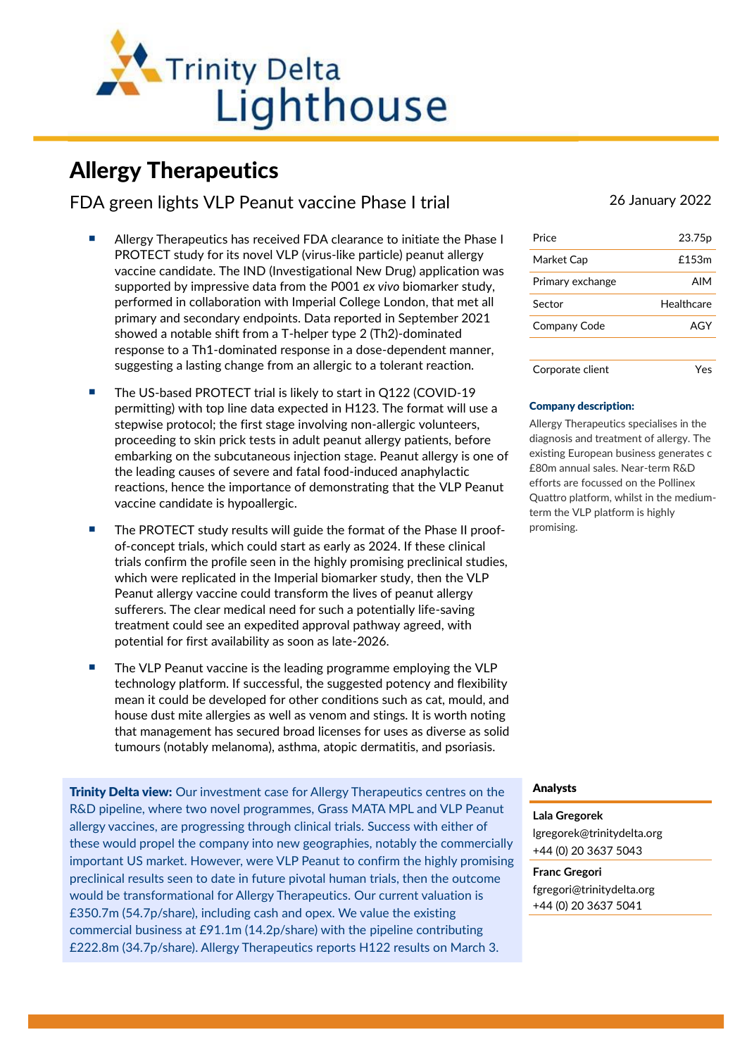Trinity Delta Lighthouse

# Allergy Therapeutics

## FDA green lights VLP Peanut vaccine Phase I trial

26 January 2022

- Allergy Therapeutics has received FDA clearance to initiate the Phase I PROTECT study for its novel VLP (virus-like particle) peanut allergy vaccine candidate. The IND (Investigational New Drug) application was supported by impressive data from the P001 *ex vivo* biomarker study, performed in collaboration with Imperial College London, that met all primary and secondary endpoints. Data reported in September 2021 showed a notable shift from a T-helper type 2 (Th2)-dominated response to a Th1-dominated response in a dose-dependent manner, suggesting a lasting change from an allergic to a tolerant reaction.
- The US-based PROTECT trial is likely to start in Q122 (COVID-19 permitting) with top line data expected in H123. The format will use a stepwise protocol; the first stage involving non-allergic volunteers, proceeding to skin prick tests in adult peanut allergy patients, before embarking on the subcutaneous injection stage. Peanut allergy is one of the leading causes of severe and fatal food-induced anaphylactic reactions, hence the importance of demonstrating that the VLP Peanut vaccine candidate is hypoallergic.
- The PROTECT study results will guide the format of the Phase II proof-of-concept trials, which could start as early as 2024. If these clinical trials confirm the profile seen in the highly promising preclinical studies, which were replicated in the Imperial biomarker study, then the VLP Peanut allergy vaccine could transform the lives of peanut allergy sufferers. The clear medical need for such a potentially life-saving treatment could see an expedited approval pathway agreed, with potential for first availability as soon as late-2026.
- The VLP Peanut vaccine is the leading programme employing the VLP technology platform. If successful, the suggested potency and flexibility mean it could be developed for other conditions such as cat, mould, and house dust mite allergies as well as venom and stings. It is worth noting that management has secured broad licenses for uses as diverse as solid tumours (notably melanoma), asthma, atopic dermatitis, and psoriasis.

| | |
|---|---|
| Price | 23.75p |
| Market Cap | £153m |
| Primary exchange | AIM |
| Sector | Healthcare |
| Company Code | AGY |
| Corporate client | Yes |

**Company description:**

Allergy Therapeutics specialises in the diagnosis and treatment of allergy. The existing European business generates c £80m annual sales. Near-term R&D efforts are focussed on the Pollinex Quattro platform, whilst in the medium-term the VLP platform is highly promising.

**Trinity Delta view:** Our investment case for Allergy Therapeutics centres on the R&D pipeline, where two novel programmes, Grass MATA MPL and VLP Peanut allergy vaccines, are progressing through clinical trials. Success with either of these would propel the company into new geographies, notably the commercially important US market. However, were VLP Peanut to confirm the highly promising preclinical results seen to date in future pivotal human trials, then the outcome would be transformational for Allergy Therapeutics. Our current valuation is £350.7m (54.7p/share), including cash and opex. We value the existing commercial business at £91.1m (14.2p/share) with the pipeline contributing £222.8m (34.7p/share). Allergy Therapeutics reports H122 results on March 3.

**Analysts**

**Lala Gregorek**
lgregorek@trinitydelta.org
+44 (0) 20 3637 5043

**Franc Gregori**
fgregori@trinitydelta.org
+44 (0) 20 3637 5041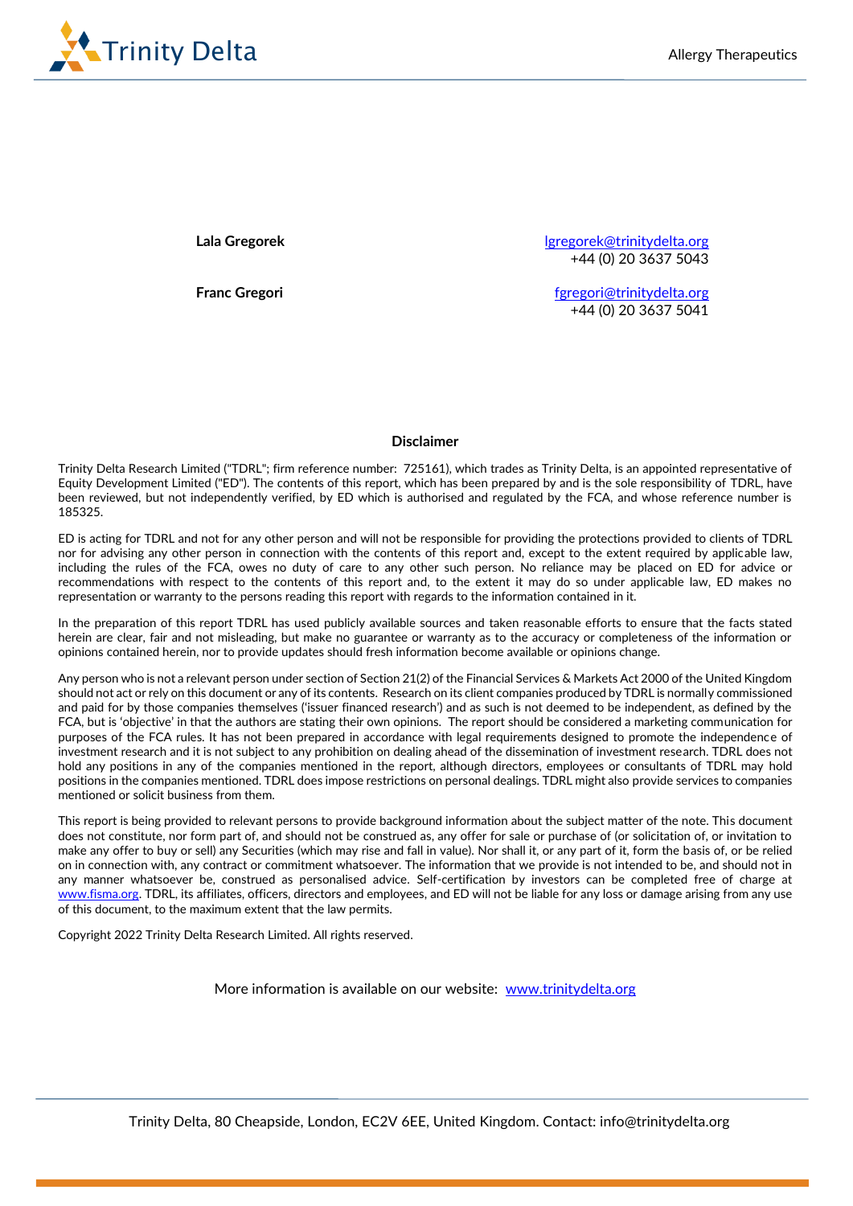**Lala Gregorek** lgregorek@trinitydelta.org
+44 (0) 20 3637 5043

**Franc Gregori** fgregori@trinitydelta.org
+44 (0) 20 3637 5041

## Disclaimer

Trinity Delta Research Limited ("TDRL"; firm reference number: 725161), which trades as Trinity Delta, is an appointed representative of Equity Development Limited ("ED"). The contents of this report, which has been prepared by and is the sole responsibility of TDRL, have been reviewed, but not independently verified, by ED which is authorised and regulated by the FCA, and whose reference number is 185325.

ED is acting for TDRL and not for any other person and will not be responsible for providing the protections provided to clients of TDRL nor for advising any other person in connection with the contents of this report and, except to the extent required by applicable law, including the rules of the FCA, owes no duty of care to any other such person. No reliance may be placed on ED for advice or recommendations with respect to the contents of this report and, to the extent it may do so under applicable law, ED makes no representation or warranty to the persons reading this report with regards to the information contained in it.

In the preparation of this report TDRL has used publicly available sources and taken reasonable efforts to ensure that the facts stated herein are clear, fair and not misleading, but make no guarantee or warranty as to the accuracy or completeness of the information or opinions contained herein, nor to provide updates should fresh information become available or opinions change.

Any person who is not a relevant person under section of Section 21(2) of the Financial Services & Markets Act 2000 of the United Kingdom should not act or rely on this document or any of its contents. Research on its client companies produced by TDRL is normally commissioned and paid for by those companies themselves ('issuer financed research') and as such is not deemed to be independent, as defined by the FCA, but is 'objective' in that the authors are stating their own opinions. The report should be considered a marketing communication for purposes of the FCA rules. It has not been prepared in accordance with legal requirements designed to promote the independence of investment research and it is not subject to any prohibition on dealing ahead of the dissemination of investment research. TDRL does not hold any positions in any of the companies mentioned in the report, although directors, employees or consultants of TDRL may hold positions in the companies mentioned. TDRL does impose restrictions on personal dealings. TDRL might also provide services to companies mentioned or solicit business from them.

This report is being provided to relevant persons to provide background information about the subject matter of the note. This document does not constitute, nor form part of, and should not be construed as, any offer for sale or purchase of (or solicitation of, or invitation to make any offer to buy or sell) any Securities (which may rise and fall in value). Nor shall it, or any part of it, form the basis of, or be relied on in connection with, any contract or commitment whatsoever. The information that we provide is not intended to be, and should not in any manner whatsoever be, construed as personalised advice. Self-certification by investors can be completed free of charge at www.fisma.org. TDRL, its affiliates, officers, directors and employees, and ED will not be liable for any loss or damage arising from any use of this document, to the maximum extent that the law permits.

Copyright 2022 Trinity Delta Research Limited. All rights reserved.

More information is available on our website: www.trinitydelta.org

Trinity Delta, 80 Cheapside, London, EC2V 6EE, United Kingdom. Contact: info@trinitydelta.org